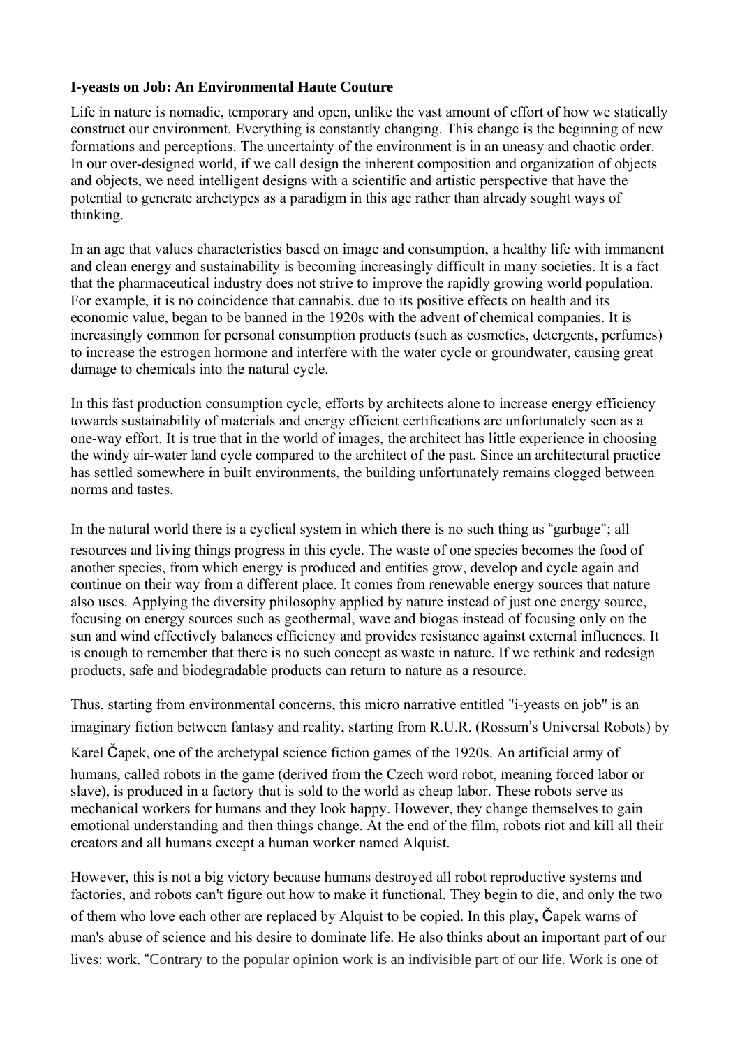**I-yeasts on Job: An Environmental Haute Couture**

Life in nature is nomadic, temporary and open, unlike the vast amount of effort of how we statically construct our environment. Everything is constantly changing. This change is the beginning of new formations and perceptions. The uncertainty of the environment is in an uneasy and chaotic order. In our over-designed world, if we call design the inherent composition and organization of objects and objects, we need intelligent designs with a scientific and artistic perspective that have the potential to generate archetypes as a paradigm in this age rather than already sought ways of thinking.

In an age that values characteristics based on image and consumption, a healthy life with immanent and clean energy and sustainability is becoming increasingly difficult in many societies. It is a fact that the pharmaceutical industry does not strive to improve the rapidly growing world population. For example, it is no coincidence that cannabis, due to its positive effects on health and its economic value, began to be banned in the 1920s with the advent of chemical companies. It is increasingly common for personal consumption products (such as cosmetics, detergents, perfumes) to increase the estrogen hormone and interfere with the water cycle or groundwater, causing great damage to chemicals into the natural cycle.

In this fast production consumption cycle, efforts by architects alone to increase energy efficiency towards sustainability of materials and energy efficient certifications are unfortunately seen as a one-way effort. It is true that in the world of images, the architect has little experience in choosing the windy air-water land cycle compared to the architect of the past. Since an architectural practice has settled somewhere in built environments, the building unfortunately remains clogged between norms and tastes.

In the natural world there is a cyclical system in which there is no such thing as "garbage"; all resources and living things progress in this cycle. The waste of one species becomes the food of another species, from which energy is produced and entities grow, develop and cycle again and continue on their way from a different place. It comes from renewable energy sources that nature also uses. Applying the diversity philosophy applied by nature instead of just one energy source, focusing on energy sources such as geothermal, wave and biogas instead of focusing only on the sun and wind effectively balances efficiency and provides resistance against external influences. It is enough to remember that there is no such concept as waste in nature. If we rethink and redesign products, safe and biodegradable products can return to nature as a resource.

Thus, starting from environmental concerns, this micro narrative entitled "i-yeasts on job" is an imaginary fiction between fantasy and reality, starting from R.U.R. (Rossum's Universal Robots) by Karel Čapek, one of the archetypal science fiction games of the 1920s. An artificial army of humans, called robots in the game (derived from the Czech word robot, meaning forced labor or slave), is produced in a factory that is sold to the world as cheap labor. These robots serve as mechanical workers for humans and they look happy. However, they change themselves to gain emotional understanding and then things change. At the end of the film, robots riot and kill all their creators and all humans except a human worker named Alquist.

However, this is not a big victory because humans destroyed all robot reproductive systems and factories, and robots can't figure out how to make it functional. They begin to die, and only the two of them who love each other are replaced by Alquist to be copied. In this play, Čapek warns of man's abuse of science and his desire to dominate life. He also thinks about an important part of our lives: work. "Contrary to the popular opinion work is an indivisible part of our life. Work is one of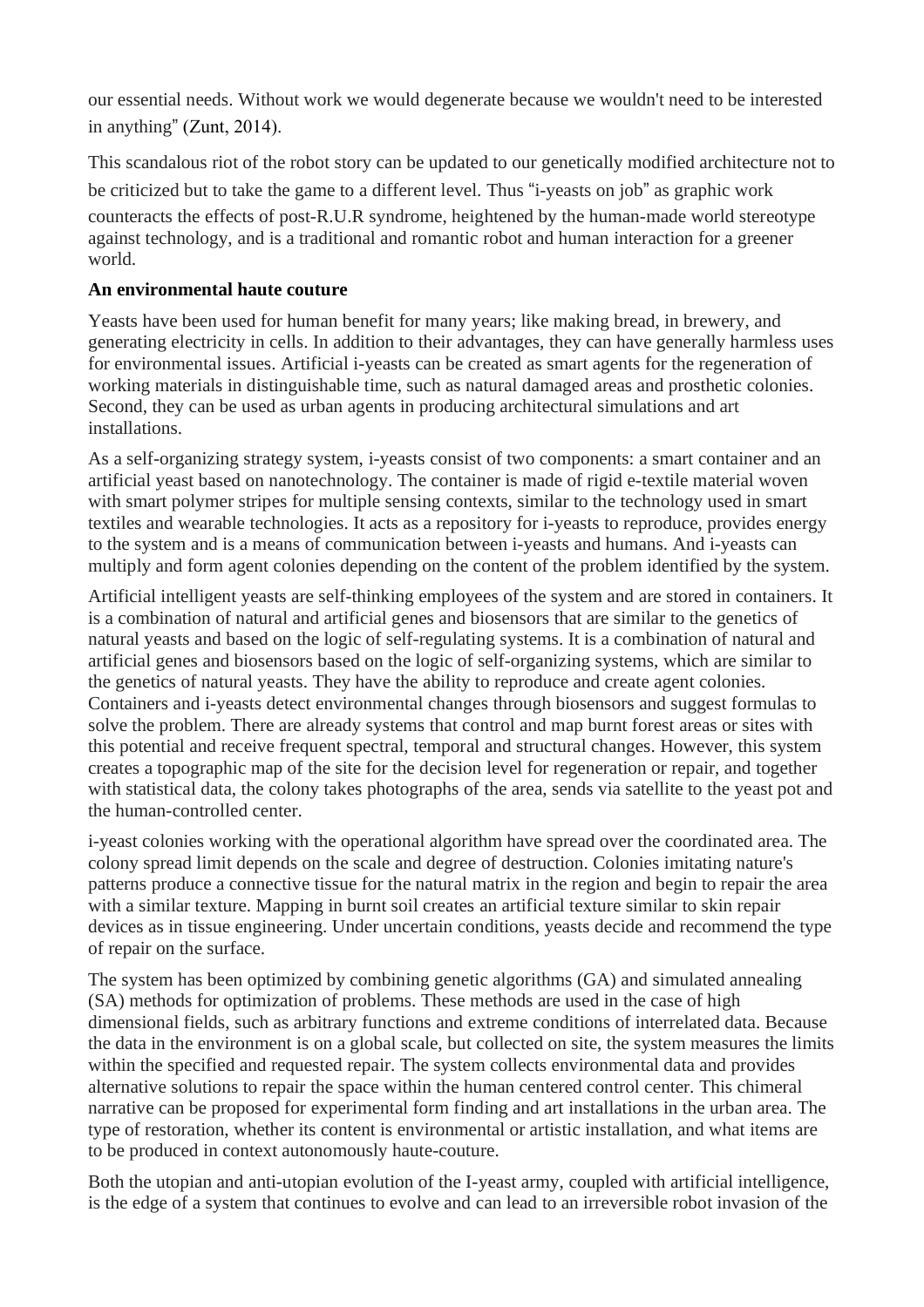our essential needs. Without work we would degenerate because we wouldn't need to be interested in anything" (Zunt, 2014).

This scandalous riot of the robot story can be updated to our genetically modified architecture not to be criticized but to take the game to a different level. Thus "i-yeasts on job" as graphic work counteracts the effects of post-R.U.R syndrome, heightened by the human-made world stereotype against technology, and is a traditional and romantic robot and human interaction for a greener world.

**An environmental haute couture**

Yeasts have been used for human benefit for many years; like making bread, in brewery, and generating electricity in cells. In addition to their advantages, they can have generally harmless uses for environmental issues. Artificial i-yeasts can be created as smart agents for the regeneration of working materials in distinguishable time, such as natural damaged areas and prosthetic colonies. Second, they can be used as urban agents in producing architectural simulations and art installations.

As a self-organizing strategy system, i-yeasts consist of two components: a smart container and an artificial yeast based on nanotechnology. The container is made of rigid e-textile material woven with smart polymer stripes for multiple sensing contexts, similar to the technology used in smart textiles and wearable technologies. It acts as a repository for i-yeasts to reproduce, provides energy to the system and is a means of communication between i-yeasts and humans. And i-yeasts can multiply and form agent colonies depending on the content of the problem identified by the system.

Artificial intelligent yeasts are self-thinking employees of the system and are stored in containers. It is a combination of natural and artificial genes and biosensors that are similar to the genetics of natural yeasts and based on the logic of self-regulating systems. It is a combination of natural and artificial genes and biosensors based on the logic of self-organizing systems, which are similar to the genetics of natural yeasts. They have the ability to reproduce and create agent colonies. Containers and i-yeasts detect environmental changes through biosensors and suggest formulas to solve the problem. There are already systems that control and map burnt forest areas or sites with this potential and receive frequent spectral, temporal and structural changes. However, this system creates a topographic map of the site for the decision level for regeneration or repair, and together with statistical data, the colony takes photographs of the area, sends via satellite to the yeast pot and the human-controlled center.

i-yeast colonies working with the operational algorithm have spread over the coordinated area. The colony spread limit depends on the scale and degree of destruction. Colonies imitating nature's patterns produce a connective tissue for the natural matrix in the region and begin to repair the area with a similar texture. Mapping in burnt soil creates an artificial texture similar to skin repair devices as in tissue engineering. Under uncertain conditions, yeasts decide and recommend the type of repair on the surface.

The system has been optimized by combining genetic algorithms (GA) and simulated annealing (SA) methods for optimization of problems. These methods are used in the case of high dimensional fields, such as arbitrary functions and extreme conditions of interrelated data. Because the data in the environment is on a global scale, but collected on site, the system measures the limits within the specified and requested repair. The system collects environmental data and provides alternative solutions to repair the space within the human centered control center. This chimeral narrative can be proposed for experimental form finding and art installations in the urban area. The type of restoration, whether its content is environmental or artistic installation, and what items are to be produced in context autonomously haute-couture.

Both the utopian and anti-utopian evolution of the I-yeast army, coupled with artificial intelligence, is the edge of a system that continues to evolve and can lead to an irreversible robot invasion of the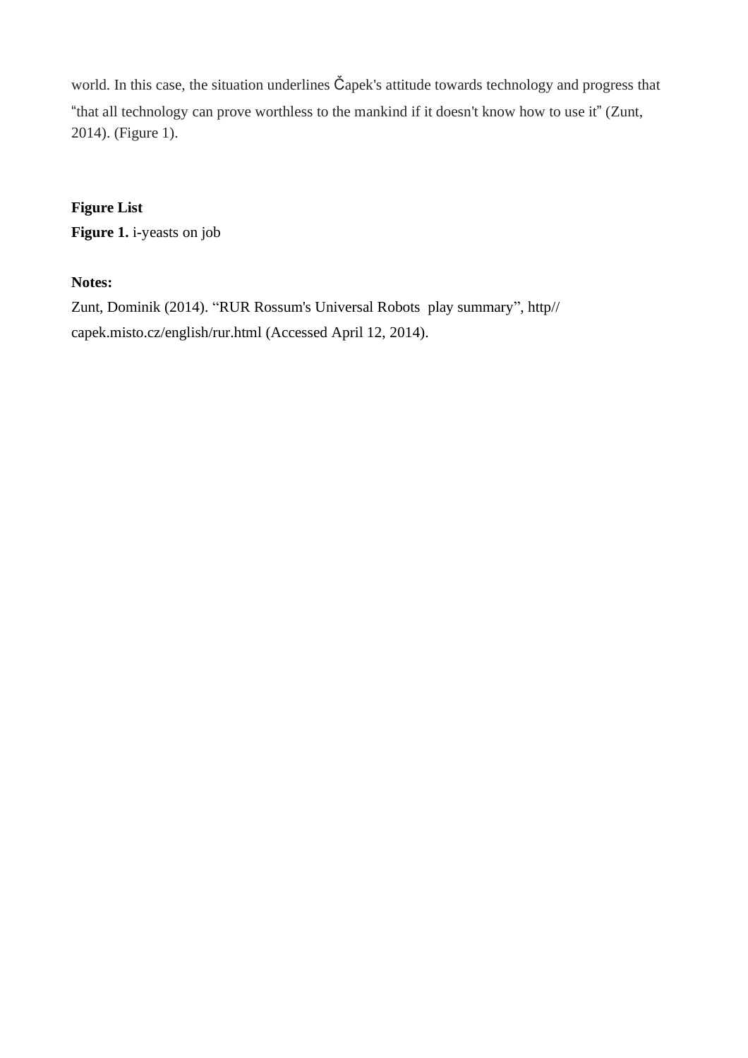world. In this case, the situation underlines Čapek's attitude towards technology and progress that "that all technology can prove worthless to the mankind if it doesn't know how to use it" (Zunt, 2014). (Figure 1).

**Figure List**

**Figure 1.** i-yeasts on job

**Notes:**

Zunt, Dominik (2014). "RUR Rossum's Universal Robots  play summary", http// capek.misto.cz/english/rur.html (Accessed April 12, 2014).